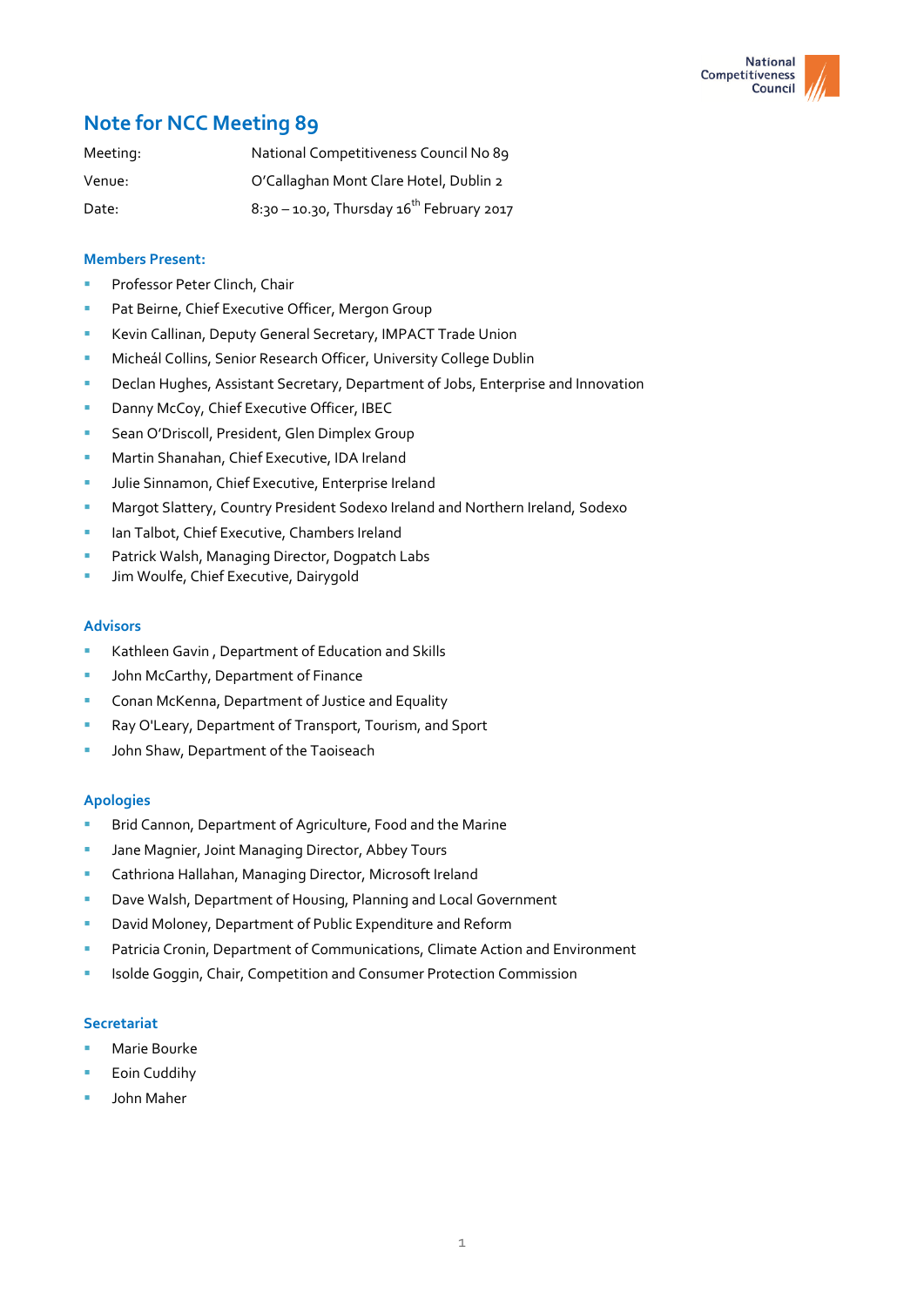# Note for NCC Meeting 89

| | |
|---|---|
| Meeting: | National Competitiveness Council No 89 |
| Venue: | O'Callaghan Mont Clare Hotel, Dublin 2 |
| Date: | 8:30 – 10.30, Thursday 16th February 2017 |

### Members Present:

- Professor Peter Clinch, Chair
- Pat Beirne, Chief Executive Officer, Mergon Group
- Kevin Callinan, Deputy General Secretary, IMPACT Trade Union
- Micheál Collins, Senior Research Officer, University College Dublin
- Declan Hughes, Assistant Secretary, Department of Jobs, Enterprise and Innovation
- Danny McCoy, Chief Executive Officer, IBEC
- Sean O'Driscoll, President, Glen Dimplex Group
- Martin Shanahan, Chief Executive, IDA Ireland
- Julie Sinnamon, Chief Executive, Enterprise Ireland
- Margot Slattery, Country President Sodexo Ireland and Northern Ireland, Sodexo
- Ian Talbot, Chief Executive, Chambers Ireland
- Patrick Walsh, Managing Director, Dogpatch Labs
- Jim Woulfe, Chief Executive, Dairygold

### Advisors

- Kathleen Gavin , Department of Education and Skills
- John McCarthy, Department of Finance
- Conan McKenna, Department of Justice and Equality
- Ray O'Leary, Department of Transport, Tourism, and Sport
- John Shaw, Department of the Taoiseach

### Apologies

- Brid Cannon, Department of Agriculture, Food and the Marine
- Jane Magnier, Joint Managing Director, Abbey Tours
- Cathriona Hallahan, Managing Director, Microsoft Ireland
- Dave Walsh, Department of Housing, Planning and Local Government
- David Moloney, Department of Public Expenditure and Reform
- Patricia Cronin, Department of Communications, Climate Action and Environment
- Isolde Goggin, Chair, Competition and Consumer Protection Commission

### Secretariat

- Marie Bourke
- Eoin Cuddihy
- John Maher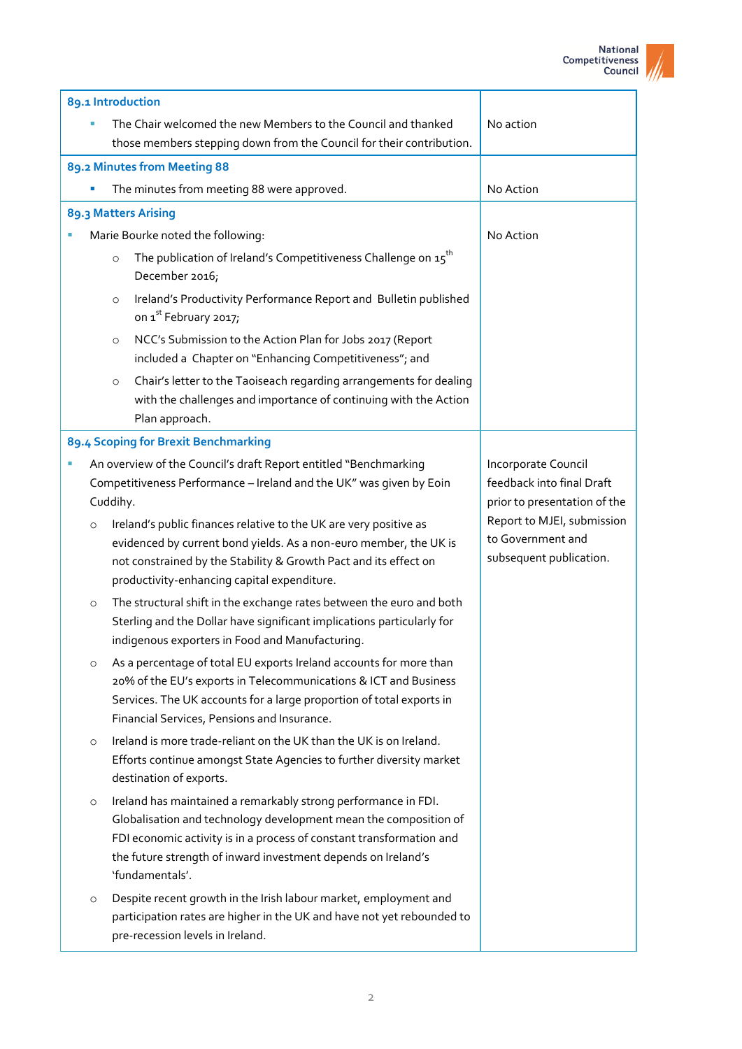| 89.1 Introduction | |
|---|---|
| ▪ The Chair welcomed the new Members to the Council and thanked those members stepping down from the Council for their contribution. | No action |
| **89.2 Minutes from Meeting 88** | |
| ▪ The minutes from meeting 88 were approved. | No Action |
| **89.3 Matters Arising** | |
| ▪ Marie Bourke noted the following:<br>○ The publication of Ireland's Competitiveness Challenge on 15th December 2016;<br>○ Ireland's Productivity Performance Report and Bulletin published on 1st February 2017;<br>○ NCC's Submission to the Action Plan for Jobs 2017 (Report included a Chapter on "Enhancing Competitiveness"; and<br>○ Chair's letter to the Taoiseach regarding arrangements for dealing with the challenges and importance of continuing with the Action Plan approach. | No Action |
| **89.4 Scoping for Brexit Benchmarking** | |
| ▪ An overview of the Council's draft Report entitled "Benchmarking Competitiveness Performance – Ireland and the UK" was given by Eoin Cuddihy.<br>○ Ireland's public finances relative to the UK are very positive as evidenced by current bond yields. As a non-euro member, the UK is not constrained by the Stability & Growth Pact and its effect on productivity-enhancing capital expenditure.<br>○ The structural shift in the exchange rates between the euro and both Sterling and the Dollar have significant implications particularly for indigenous exporters in Food and Manufacturing.<br>○ As a percentage of total EU exports Ireland accounts for more than 20% of the EU's exports in Telecommunications & ICT and Business Services. The UK accounts for a large proportion of total exports in Financial Services, Pensions and Insurance.<br>○ Ireland is more trade-reliant on the UK than the UK is on Ireland. Efforts continue amongst State Agencies to further diversity market destination of exports.<br>○ Ireland has maintained a remarkably strong performance in FDI. Globalisation and technology development mean the composition of FDI economic activity is in a process of constant transformation and the future strength of inward investment depends on Ireland's 'fundamentals'.<br>○ Despite recent growth in the Irish labour market, employment and participation rates are higher in the UK and have not yet rebounded to pre-recession levels in Ireland. | Incorporate Council feedback into final Draft prior to presentation of the Report to MJEI, submission to Government and subsequent publication. |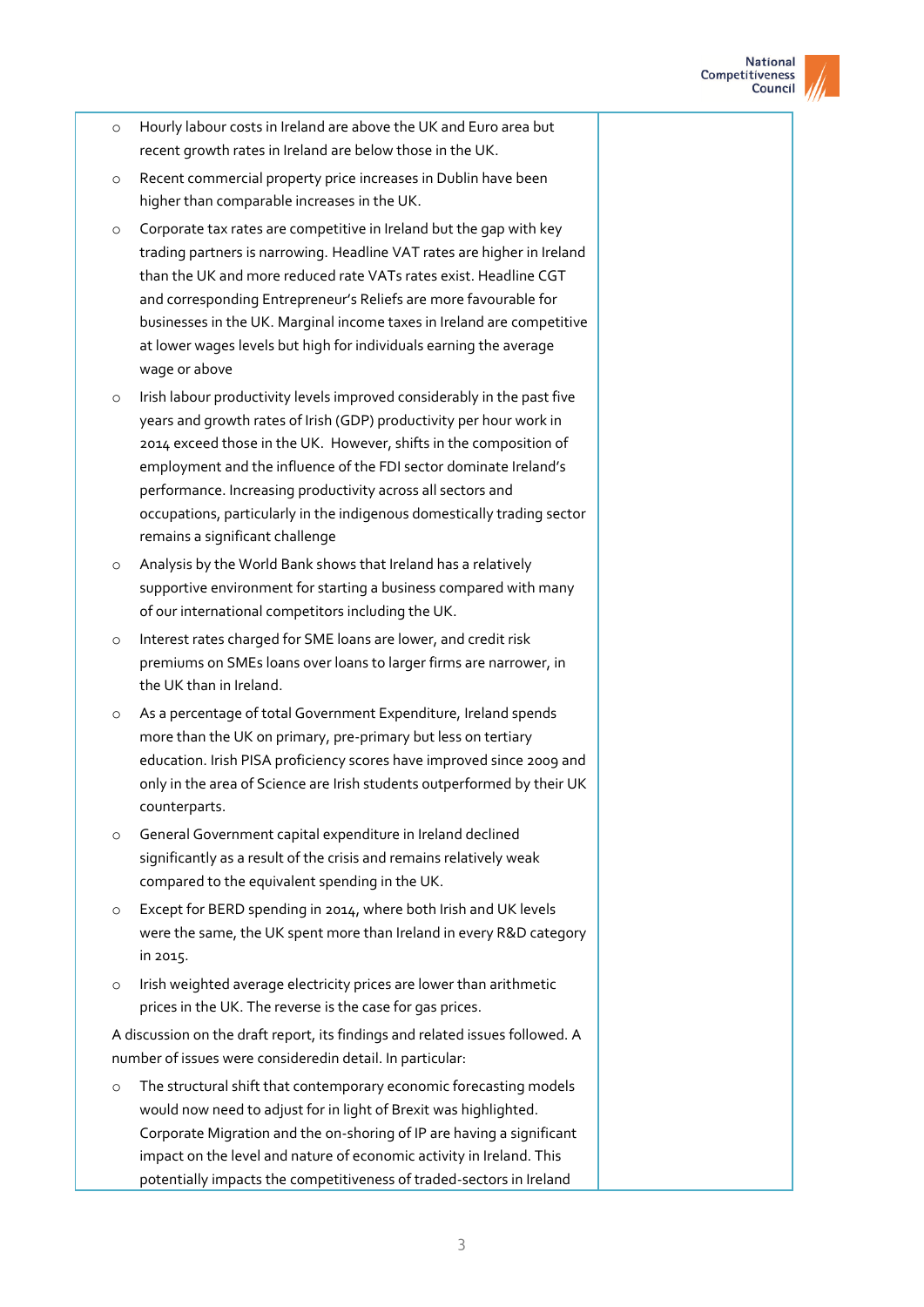- Hourly labour costs in Ireland are above the UK and Euro area but recent growth rates in Ireland are below those in the UK.
- Recent commercial property price increases in Dublin have been higher than comparable increases in the UK.
- Corporate tax rates are competitive in Ireland but the gap with key trading partners is narrowing. Headline VAT rates are higher in Ireland than the UK and more reduced rate VATs rates exist. Headline CGT and corresponding Entrepreneur's Reliefs are more favourable for businesses in the UK. Marginal income taxes in Ireland are competitive at lower wages levels but high for individuals earning the average wage or above
- Irish labour productivity levels improved considerably in the past five years and growth rates of Irish (GDP) productivity per hour work in 2014 exceed those in the UK. However, shifts in the composition of employment and the influence of the FDI sector dominate Ireland's performance. Increasing productivity across all sectors and occupations, particularly in the indigenous domestically trading sector remains a significant challenge
- Analysis by the World Bank shows that Ireland has a relatively supportive environment for starting a business compared with many of our international competitors including the UK.
- Interest rates charged for SME loans are lower, and credit risk premiums on SMEs loans over loans to larger firms are narrower, in the UK than in Ireland.
- As a percentage of total Government Expenditure, Ireland spends more than the UK on primary, pre-primary but less on tertiary education. Irish PISA proficiency scores have improved since 2009 and only in the area of Science are Irish students outperformed by their UK counterparts.
- General Government capital expenditure in Ireland declined significantly as a result of the crisis and remains relatively weak compared to the equivalent spending in the UK.
- Except for BERD spending in 2014, where both Irish and UK levels were the same, the UK spent more than Ireland in every R&D category in 2015.
- Irish weighted average electricity prices are lower than arithmetic prices in the UK. The reverse is the case for gas prices.

A discussion on the draft report, its findings and related issues followed. A number of issues were consideredin detail. In particular:

- The structural shift that contemporary economic forecasting models would now need to adjust for in light of Brexit was highlighted. Corporate Migration and the on-shoring of IP are having a significant impact on the level and nature of economic activity in Ireland. This potentially impacts the competitiveness of traded-sectors in Ireland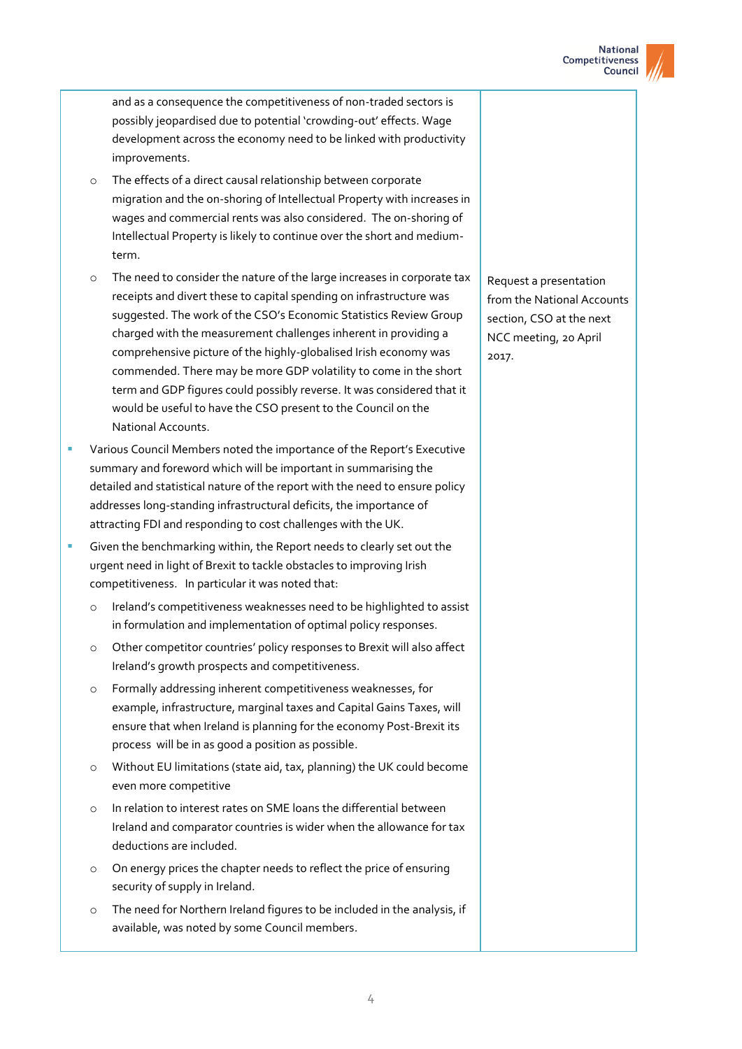| | |
|---|---|
| and as a consequence the competitiveness of non-traded sectors is possibly jeopardised due to potential 'crowding-out' effects. Wage development across the economy need to be linked with productivity improvements.<br>◦ The effects of a direct causal relationship between corporate migration and the on-shoring of Intellectual Property with increases in wages and commercial rents was also considered. The on-shoring of Intellectual Property is likely to continue over the short and medium-term.<br>◦ The need to consider the nature of the large increases in corporate tax receipts and divert these to capital spending on infrastructure was suggested. The work of the CSO's Economic Statistics Review Group charged with the measurement challenges inherent in providing a comprehensive picture of the highly-globalised Irish economy was commended. There may be more GDP volatility to come in the short term and GDP figures could possibly reverse. It was considered that it would be useful to have the CSO present to the Council on the National Accounts.<br>▪ Various Council Members noted the importance of the Report's Executive summary and foreword which will be important in summarising the detailed and statistical nature of the report with the need to ensure policy addresses long-standing infrastructural deficits, the importance of attracting FDI and responding to cost challenges with the UK.<br>▪ Given the benchmarking within, the Report needs to clearly set out the urgent need in light of Brexit to tackle obstacles to improving Irish competitiveness. In particular it was noted that:<br>◦ Ireland's competitiveness weaknesses need to be highlighted to assist in formulation and implementation of optimal policy responses.<br>◦ Other competitor countries' policy responses to Brexit will also affect Ireland's growth prospects and competitiveness.<br>◦ Formally addressing inherent competitiveness weaknesses, for example, infrastructure, marginal taxes and Capital Gains Taxes, will ensure that when Ireland is planning for the economy Post-Brexit its process will be in as good a position as possible.<br>◦ Without EU limitations (state aid, tax, planning) the UK could become even more competitive<br>◦ In relation to interest rates on SME loans the differential between Ireland and comparator countries is wider when the allowance for tax deductions are included.<br>◦ On energy prices the chapter needs to reflect the price of ensuring security of supply in Ireland.<br>◦ The need for Northern Ireland figures to be included in the analysis, if available, was noted by some Council members. | Request a presentation from the National Accounts section, CSO at the next NCC meeting, 20 April 2017. |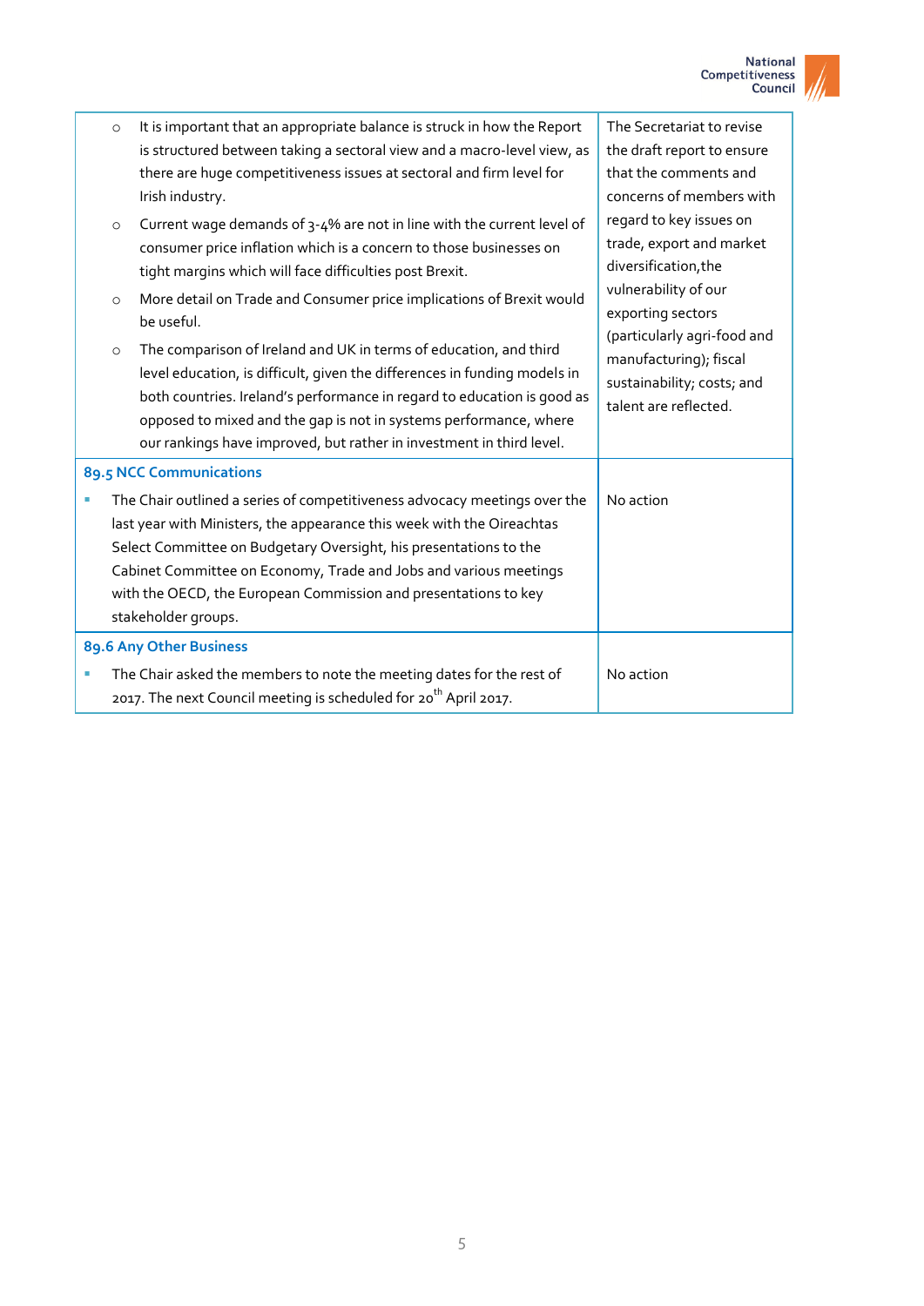| | |
|---|---|
| <ul><li>It is important that an appropriate balance is struck in how the Report is structured between taking a sectoral view and a macro-level view, as there are huge competitiveness issues at sectoral and firm level for Irish industry.</li><li>Current wage demands of 3-4% are not in line with the current level of consumer price inflation which is a concern to those businesses on tight margins which will face difficulties post Brexit.</li><li>More detail on Trade and Consumer price implications of Brexit would be useful.</li><li>The comparison of Ireland and UK in terms of education, and third level education, is difficult, given the differences in funding models in both countries. Ireland's performance in regard to education is good as opposed to mixed and the gap is not in systems performance, where our rankings have improved, but rather in investment in third level.</li></ul> | The Secretariat to revise the draft report to ensure that the comments and concerns of members with regard to key issues on trade, export and market diversification,the vulnerability of our exporting sectors (particularly agri-food and manufacturing); fiscal sustainability; costs; and talent are reflected. |
| **89.5 NCC Communications**<br><ul><li>The Chair outlined a series of competitiveness advocacy meetings over the last year with Ministers, the appearance this week with the Oireachtas Select Committee on Budgetary Oversight, his presentations to the Cabinet Committee on Economy, Trade and Jobs and various meetings with the OECD, the European Commission and presentations to key stakeholder groups.</li></ul> | No action |
| **89.6 Any Other Business**<br><ul><li>The Chair asked the members to note the meeting dates for the rest of 2017. The next Council meeting is scheduled for 20th April 2017.</li></ul> | No action |